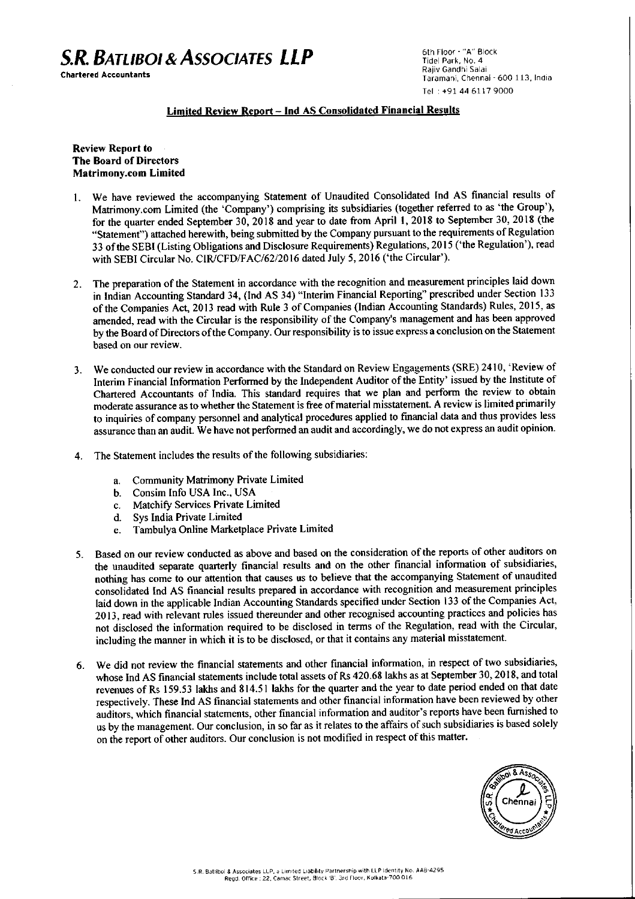**S.R. BATLIBOI & ASSOCIATES LLP**
**Chartered Accountants**

6th Floor - "A" Block
Tidel Park, No. 4
Rajiv Gandhi Salai
Taramani, Chennai - 600 113, India
Tel : +91 44 6117 9000

## Limited Review Report – Ind AS Consolidated Financial Results

**Review Report to**
**The Board of Directors**
**Matrimony.com Limited**

1. We have reviewed the accompanying Statement of Unaudited Consolidated Ind AS financial results of Matrimony.com Limited (the 'Company') comprising its subsidiaries (together referred to as 'the Group'), for the quarter ended September 30, 2018 and year to date from April 1, 2018 to September 30, 2018 (the "Statement") attached herewith, being submitted by the Company pursuant to the requirements of Regulation 33 of the SEBI (Listing Obligations and Disclosure Requirements) Regulations, 2015 ('the Regulation'), read with SEBI Circular No. CIR/CFD/FAC/62/2016 dated July 5, 2016 ('the Circular').

2. The preparation of the Statement in accordance with the recognition and measurement principles laid down in Indian Accounting Standard 34, (Ind AS 34) "Interim Financial Reporting" prescribed under Section 133 of the Companies Act, 2013 read with Rule 3 of Companies (Indian Accounting Standards) Rules, 2015, as amended, read with the Circular is the responsibility of the Company's management and has been approved by the Board of Directors of the Company. Our responsibility is to issue express a conclusion on the Statement based on our review.

3. We conducted our review in accordance with the Standard on Review Engagements (SRE) 2410, 'Review of Interim Financial Information Performed by the Independent Auditor of the Entity' issued by the Institute of Chartered Accountants of India. This standard requires that we plan and perform the review to obtain moderate assurance as to whether the Statement is free of material misstatement. A review is limited primarily to inquiries of company personnel and analytical procedures applied to financial data and thus provides less assurance than an audit. We have not performed an audit and accordingly, we do not express an audit opinion.

4. The Statement includes the results of the following subsidiaries:

   a. Community Matrimony Private Limited
   b. Consim Info USA Inc., USA
   c. Matchify Services Private Limited
   d. Sys India Private Limited
   e. Tambulya Online Marketplace Private Limited

5. Based on our review conducted as above and based on the consideration of the reports of other auditors on the unaudited separate quarterly financial results and on the other financial information of subsidiaries, nothing has come to our attention that causes us to believe that the accompanying Statement of unaudited consolidated Ind AS financial results prepared in accordance with recognition and measurement principles laid down in the applicable Indian Accounting Standards specified under Section 133 of the Companies Act, 2013, read with relevant rules issued thereunder and other recognised accounting practices and policies has not disclosed the information required to be disclosed in terms of the Regulation, read with the Circular, including the manner in which it is to be disclosed, or that it contains any material misstatement.

6. We did not review the financial statements and other financial information, in respect of two subsidiaries, whose Ind AS financial statements include total assets of Rs 420.68 lakhs as at September 30, 2018, and total revenues of Rs 159.53 lakhs and 814.51 lakhs for the quarter and the year to date period ended on that date respectively. These Ind AS financial statements and other financial information have been reviewed by other auditors, which financial statements, other financial information and auditor's reports have been furnished to us by the management. Our conclusion, in so far as it relates to the affairs of such subsidiaries is based solely on the report of other auditors. Our conclusion is not modified in respect of this matter.

S.R. Batliboi & Associates LLP, a Limited Liability Partnership with LLP Identity No. AAB-4295
Regd. Office : 22, Camac Street, Block 'B', 3rd Floor, Kolkata-700 016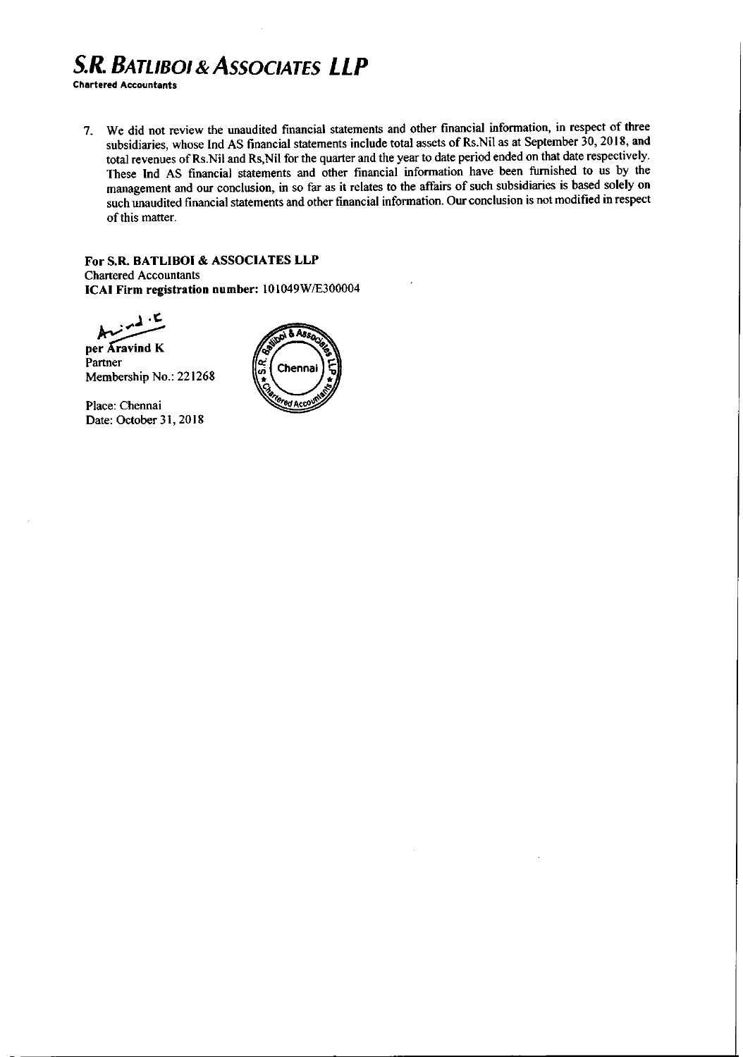**S.R. BATLIBOI & ASSOCIATES LLP**
**Chartered Accountants**

7. We did not review the unaudited financial statements and other financial information, in respect of three subsidiaries, whose Ind AS financial statements include total assets of Rs.Nil as at September 30, 2018, and total revenues of Rs.Nil and Rs,Nil for the quarter and the year to date period ended on that date respectively. These Ind AS financial statements and other financial information have been furnished to us by the management and our conclusion, in so far as it relates to the affairs of such subsidiaries is based solely on such unaudited financial statements and other financial information. Our conclusion is not modified in respect of this matter.

**For S.R. BATLIBOI & ASSOCIATES LLP**
Chartered Accountants
**ICAI Firm registration number:** 101049W/E300004

**per Aravind K**
Partner
Membership No.: 221268

Place: Chennai
Date: October 31, 2018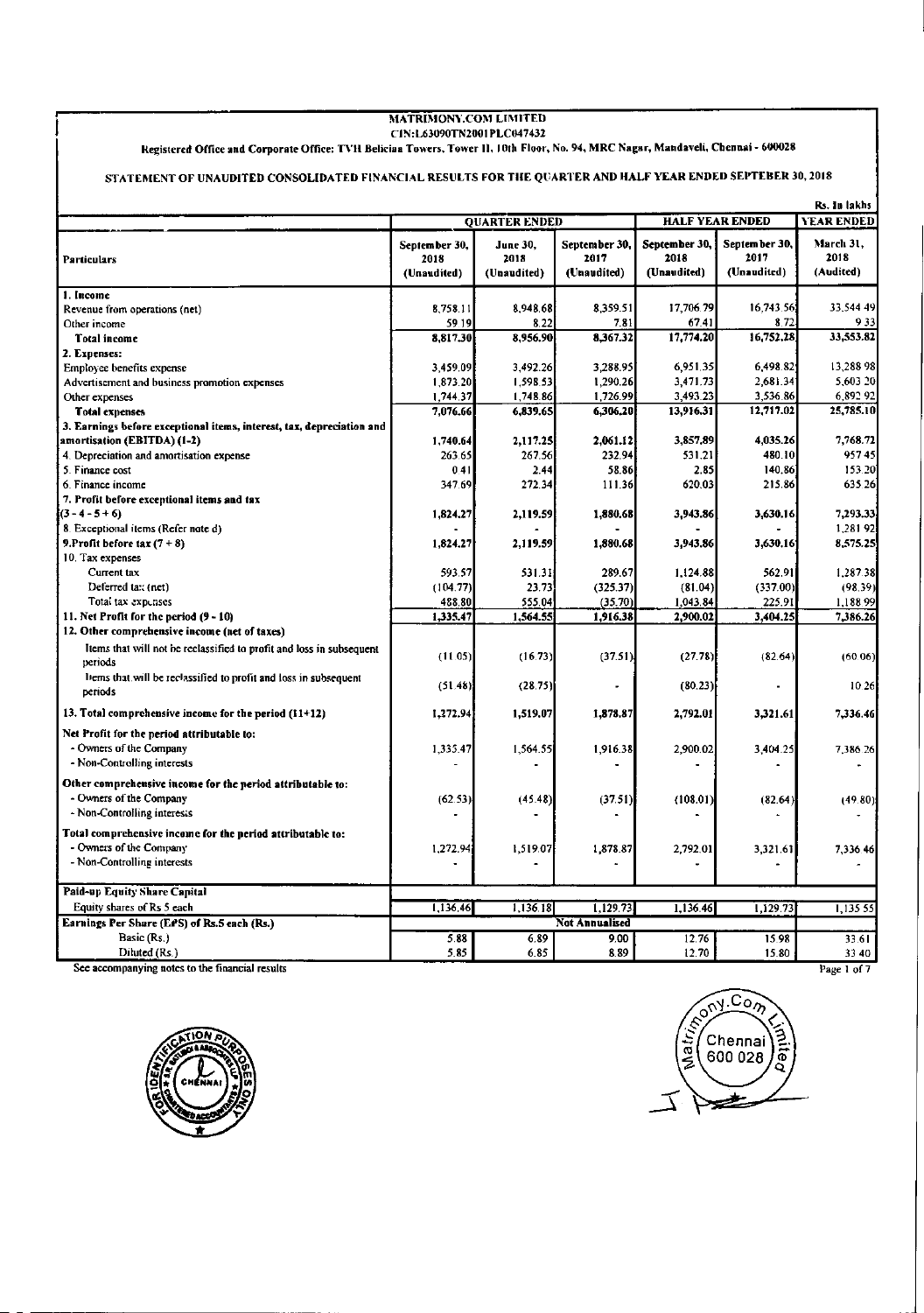**MATRIMONY.COM LIMITED**
CIN:L63090TN2001PLC047432
Registered Office and Corporate Office: TVH Beliciaa Towers, Tower II, 10th Floor, No. 94, MRC Nagar, Mandaveli, Chennai - 600028

**STATEMENT OF UNAUDITED CONSOLIDATED FINANCIAL RESULTS FOR THE QUARTER AND HALF YEAR ENDED SEPTEBER 30, 2018**

Rs. In lakhs

| Particulars | QUARTER ENDED | | | HALF YEAR ENDED | | YEAR ENDED |
|---|---|---|---|---|---|---|
| | September 30, 2018 (Unaudited) | June 30, 2018 (Unaudited) | September 30, 2017 (Unaudited) | September 30, 2018 (Unaudited) | September 30, 2017 (Unaudited) | March 31, 2018 (Audited) |
| **1. Income** | | | | | | |
| Revenue from operations (net) | 8,758.11 | 8,948.68 | 8,359.51 | 17,706.79 | 16,743.56 | 33,544.49 |
| Other income | 59.19 | 8.22 | 7.81 | 67.41 | 8.72 | 9.33 |
| **Total income** | **8,817.30** | **8,956.90** | **8,367.32** | **17,774.20** | **16,752.28** | **33,553.82** |
| **2. Expenses:** | | | | | | |
| Employee benefits expense | 3,459.09 | 3,492.26 | 3,288.95 | 6,951.35 | 6,498.82 | 13,288.98 |
| Advertisement and business promotion expenses | 1,873.20 | 1,598.53 | 1,290.26 | 3,471.73 | 2,681.34 | 5,603.20 |
| Other expenses | 1,744.37 | 1,748.86 | 1,726.99 | 3,493.23 | 3,536.86 | 6,892.92 |
| **Total expenses** | **7,076.66** | **6,839.65** | **6,306.20** | **13,916.31** | **12,717.02** | **25,785.10** |
| **3. Earnings before exceptional items, interest, tax, depreciation and amortisation (EBITDA) (1-2)** | **1,740.64** | **2,117.25** | **2,061.12** | **3,857.89** | **4,035.26** | **7,768.72** |
| 4. Depreciation and amortisation expense | 263.65 | 267.56 | 232.94 | 531.21 | 480.10 | 957.45 |
| 5. Finance cost | 0.41 | 2.44 | 58.86 | 2.85 | 140.86 | 153.20 |
| 6. Finance income | 347.69 | 272.34 | 111.36 | 620.03 | 215.86 | 635.26 |
| **7. Profit before exceptional items and tax (3 - 4 - 5 + 6)** | **1,824.27** | **2,119.59** | **1,880.68** | **3,943.86** | **3,630.16** | **7,293.33** |
| 8. Exceptional items (Refer note d) | - | - | - | - | - | 1,281.92 |
| **9.Profit before tax (7 + 8)** | **1,824.27** | **2,119.59** | **1,880.68** | **3,943.86** | **3,630.16** | **8,575.25** |
| 10. Tax expenses | | | | | | |
| Current tax | 593.57 | 531.31 | 289.67 | 1,124.88 | 562.91 | 1,287.38 |
| Deferred tax (net) | (104.77) | 23.73 | (325.37) | (81.04) | (337.00) | (98.39) |
| Total tax expenses | 488.80 | 555.04 | (35.70) | 1,043.84 | 225.91 | 1,188.99 |
| **11. Net Profit for the period (9 - 10)** | **1,335.47** | **1,564.55** | **1,916.38** | **2,900.02** | **3,404.25** | **7,386.26** |
| **12. Other comprehensive income (net of taxes)** | | | | | | |
| Items that will not be reclassified to profit and loss in subsequent periods | (11.05) | (16.73) | (37.51) | (27.78) | (82.64) | (60.06) |
| Items that will be reclassified to profit and loss in subsequent periods | (51.48) | (28.75) | - | (80.23) | - | 10.26 |
| **13. Total comprehensive income for the period (11+12)** | **1,272.94** | **1,519.07** | **1,878.87** | **2,792.01** | **3,321.61** | **7,336.46** |
| **Net Profit for the period attributable to:** | | | | | | |
| - Owners of the Company | 1,335.47 | 1,564.55 | 1,916.38 | 2,900.02 | 3,404.25 | 7,386.26 |
| - Non-Controlling interests | - | - | - | - | - | - |
| **Other comprehensive income for the period attributable to:** | | | | | | |
| - Owners of the Company | (62.53) | (45.48) | (37.51) | (108.01) | (82.64) | (49.80) |
| - Non-Controlling interests | - | - | - | - | - | - |
| **Total comprehensive income for the period attributable to:** | | | | | | |
| - Owners of the Company | 1,272.94 | 1,519.07 | 1,878.87 | 2,792.01 | 3,321.61 | 7,336.46 |
| - Non-Controlling interests | - | - | - | - | - | - |
| **Paid-up Equity Share Capital** | | | | | | |
| Equity shares of Rs 5 each | 1,136.46 | 1,136.18 | 1,129.73 | 1,136.46 | 1,129.73 | 1,135.55 |
| **Earnings Per Share (EPS) of Rs.5 each (Rs.)** | Not Annualised | | | | | |
| Basic (Rs.) | 5.88 | 6.89 | 9.00 | 12.76 | 15.98 | 33.61 |
| Diluted (Rs.) | 5.85 | 6.85 | 8.89 | 12.70 | 15.80 | 33.40 |

See accompanying notes to the financial results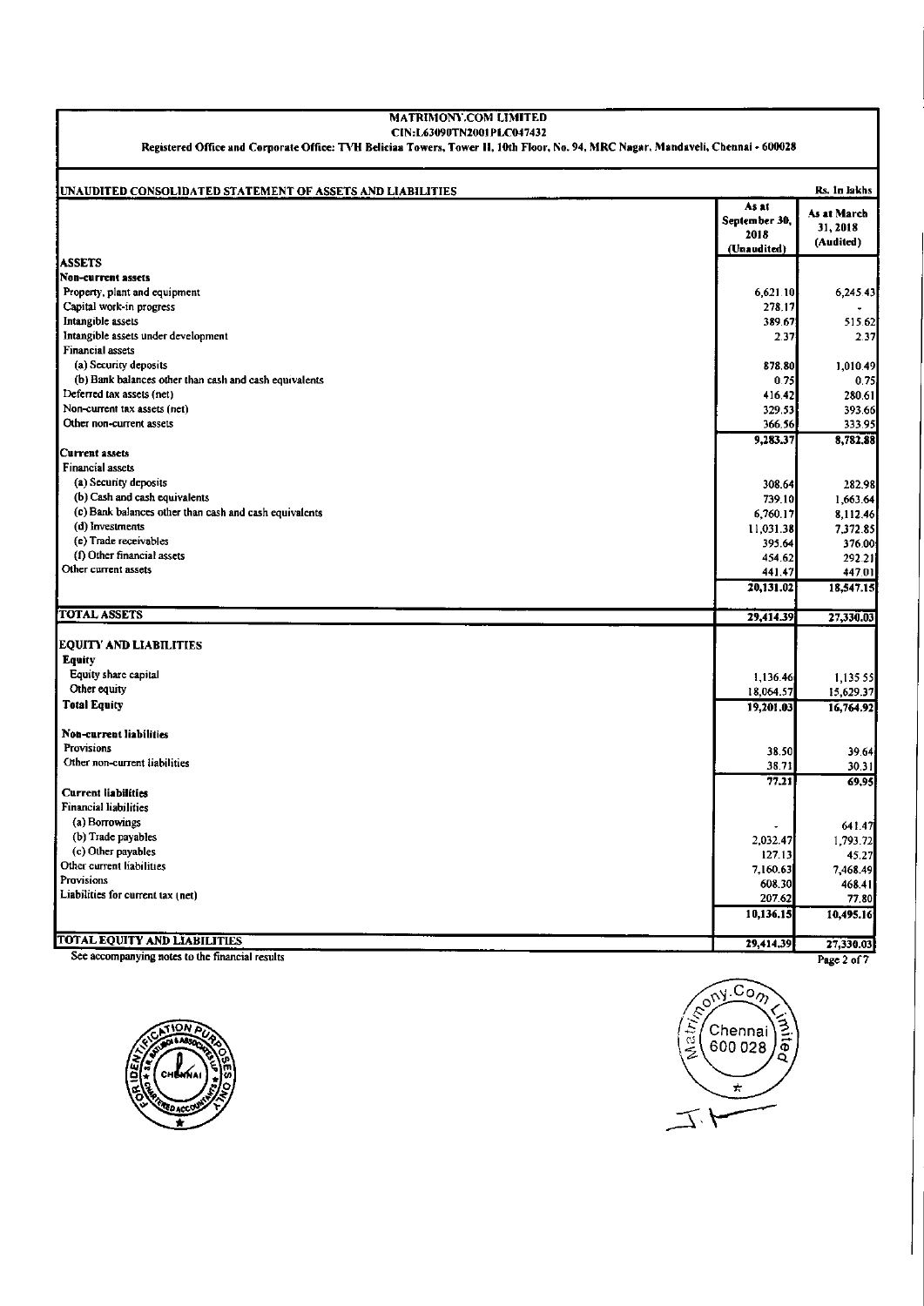# MATRIMONY.COM LIMITED

CIN:L63090TN2001PLC047432

Registered Office and Corporate Office: TVH Beliciaa Towers, Tower II, 10th Floor, No. 94, MRC Nagar, Mandaveli, Chennai - 600028

## UNAUDITED CONSOLIDATED STATEMENT OF ASSETS AND LIABILITIES

Rs. In lakhs

| | As at September 30, 2018 (Unaudited) | As at March 31, 2018 (Audited) |
|---|---|---|
| **ASSETS** | | |
| **Non-current assets** | | |
| Property, plant and equipment | 6,621.10 | 6,245.43 |
| Capital work-in progress | 278.17 | - |
| Intangible assets | 389.67 | 515.62 |
| Intangible assets under development | 2.37 | 2.37 |
| Financial assets | | |
| (a) Security deposits | 878.80 | 1,010.49 |
| (b) Bank balances other than cash and cash equivalents | 0.75 | 0.75 |
| Deferred tax assets (net) | 416.42 | 280.61 |
| Non-current tax assets (net) | 329.53 | 393.66 |
| Other non-current assets | 366.56 | 333.95 |
| | 9,283.37 | 8,782.88 |
| **Current assets** | | |
| Financial assets | | |
| (a) Security deposits | 308.64 | 282.98 |
| (b) Cash and cash equivalents | 739.10 | 1,663.64 |
| (c) Bank balances other than cash and cash equivalents | 6,760.17 | 8,112.46 |
| (d) Investments | 11,031.38 | 7,372.85 |
| (e) Trade receivables | 395.64 | 376.00 |
| (f) Other financial assets | 454.62 | 292.21 |
| Other current assets | 441.47 | 447.01 |
| | 20,131.02 | 18,547.15 |
| **TOTAL ASSETS** | 29,414.39 | 27,330.03 |
| **EQUITY AND LIABILITIES** | | |
| **Equity** | | |
| Equity share capital | 1,136.46 | 1,135.55 |
| Other equity | 18,064.57 | 15,629.37 |
| **Total Equity** | 19,201.03 | 16,764.92 |
| **Non-current liabilities** | | |
| Provisions | 38.50 | 39.64 |
| Other non-current liabilities | 38.71 | 30.31 |
| | 77.21 | 69.95 |
| **Current liabilities** | | |
| Financial liabilities | | |
| (a) Borrowings | - | 641.47 |
| (b) Trade payables | 2,032.47 | 1,793.72 |
| (c) Other payables | 127.13 | 45.27 |
| Other current liabilities | 7,160.63 | 7,468.49 |
| Provisions | 608.30 | 468.41 |
| Liabilities for current tax (net) | 207.62 | 77.80 |
| | 10,136.15 | 10,495.16 |
| **TOTAL EQUITY AND LIABILITIES** | 29,414.39 | 27,330.03 |

See accompanying notes to the financial results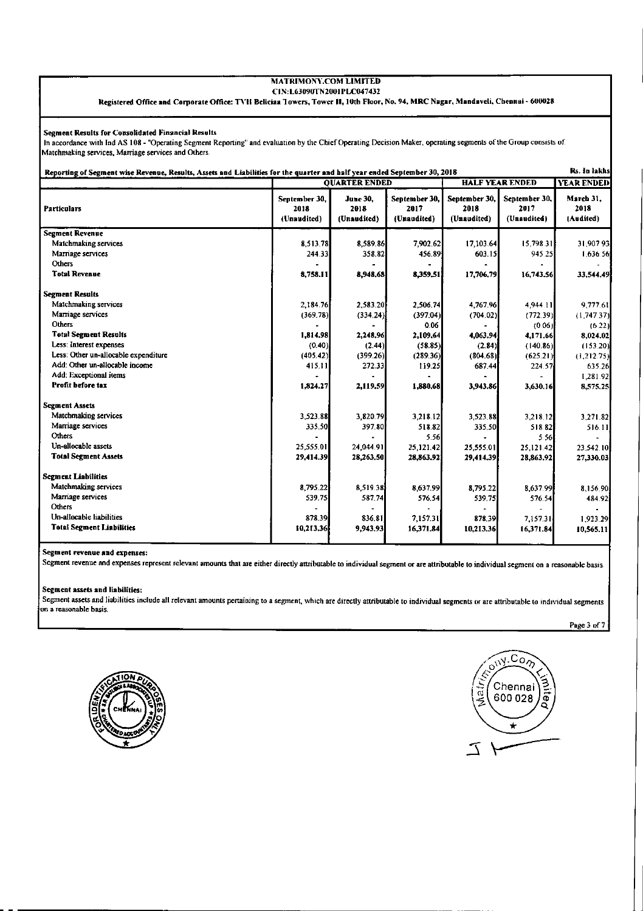**MATRIMONY.COM LIMITED**
**CIN:L63090TN2001PLC047432**
**Registered Office and Corporate Office: TVH Beliciaa Towers, Tower II, 10th Floor, No. 94, MRC Nagar, Mandaveli, Chennai - 600028**

**Segment Results for Consolidated Financial Results**

In accordance with Ind AS 108 - "Operating Segment Reporting" and evaluation by the Chief Operating Decision Maker, operating segments of the Group consists of Matchmaking services, Marriage services and Others.

**Reporting of Segment wise Revenue, Results, Assets and Liabilities for the quarter and half year ended September 30, 2018** — **Rs. In lakhs**

| Particulars | QUARTER ENDED | | | HALF YEAR ENDED | | YEAR ENDED |
|---|---|---|---|---|---|---|
| | September 30, 2018 (Unaudited) | June 30, 2018 (Unaudited) | September 30, 2017 (Unaudited) | September 30, 2018 (Unaudited) | September 30, 2017 (Unaudited) | March 31, 2018 (Audited) |
| **Segment Revenue** | | | | | | |
| Matchmaking services | 8,513.78 | 8,589.86 | 7,902.62 | 17,103.64 | 15,798.31 | 31,907.93 |
| Marriage services | 244.33 | 358.82 | 456.89 | 603.15 | 945.25 | 1,636.56 |
| Others | - | - | - | - | - | - |
| **Total Revenue** | **8,758.11** | **8,948.68** | **8,359.51** | **17,706.79** | **16,743.56** | **33,544.49** |
| **Segment Results** | | | | | | |
| Matchmaking services | 2,184.76 | 2,583.20 | 2,506.74 | 4,767.96 | 4,944.11 | 9,777.61 |
| Marriage services | (369.78) | (334.24) | (397.04) | (704.02) | (772.39) | (1,747.37) |
| Others | - | - | 0.06 | - | (0.06) | (6.22) |
| **Total Segment Results** | **1,814.98** | **2,248.96** | **2,109.64** | **4,063.94** | **4,171.66** | **8,024.02** |
| Less: Interest expenses | (0.40) | (2.44) | (58.85) | (2.84) | (140.86) | (153.20) |
| Less: Other un-allocable expenditure | (405.42) | (399.26) | (289.36) | (804.68) | (625.21) | (1,212.75) |
| Add: Other un-allocable income | 415.11 | 272.33 | 119.25 | 687.44 | 224.57 | 635.26 |
| Add: Exceptional items | - | - | - | - | - | 1,281.92 |
| **Profit before tax** | **1,824.27** | **2,119.59** | **1,880.68** | **3,943.86** | **3,630.16** | **8,575.25** |
| **Segment Assets** | | | | | | |
| Matchmaking services | 3,523.88 | 3,820.79 | 3,218.12 | 3,523.88 | 3,218.12 | 3,271.82 |
| Marriage services | 335.50 | 397.80 | 518.82 | 335.50 | 518.82 | 516.11 |
| Others | - | - | 5.56 | - | 5.56 | - |
| Un-allocable assets | 25,555.01 | 24,044.91 | 25,121.42 | 25,555.01 | 25,121.42 | 23,542.10 |
| **Total Segment Assets** | **29,414.39** | **28,263.50** | **28,863.92** | **29,414.39** | **28,863.92** | **27,330.03** |
| **Segment Liabilities** | | | | | | |
| Matchmaking services | 8,795.22 | 8,519.38 | 8,637.99 | 8,795.22 | 8,637.99 | 8,156.90 |
| Marriage services | 539.75 | 587.74 | 576.54 | 539.75 | 576.54 | 484.92 |
| Others | - | - | - | - | - | - |
| Un-allocable liabilities | 878.39 | 836.81 | 7,157.31 | 878.39 | 7,157.31 | 1,923.29 |
| **Total Segment Liabilities** | **10,213.36** | **9,943.93** | **16,371.84** | **10,213.36** | **16,371.84** | **10,565.11** |

**Segment revenue and expenses:**
Segment revenue and expenses represent relevant amounts that are either directly attributable to individual segment or are attributable to individual segment on a reasonable basis.

**Segment assets and liabilities:**
Segment assets and liabilities include all relevant amounts pertaining to a segment, which are directly attributable to individual segments or are attributable to individual segments on a reasonable basis.